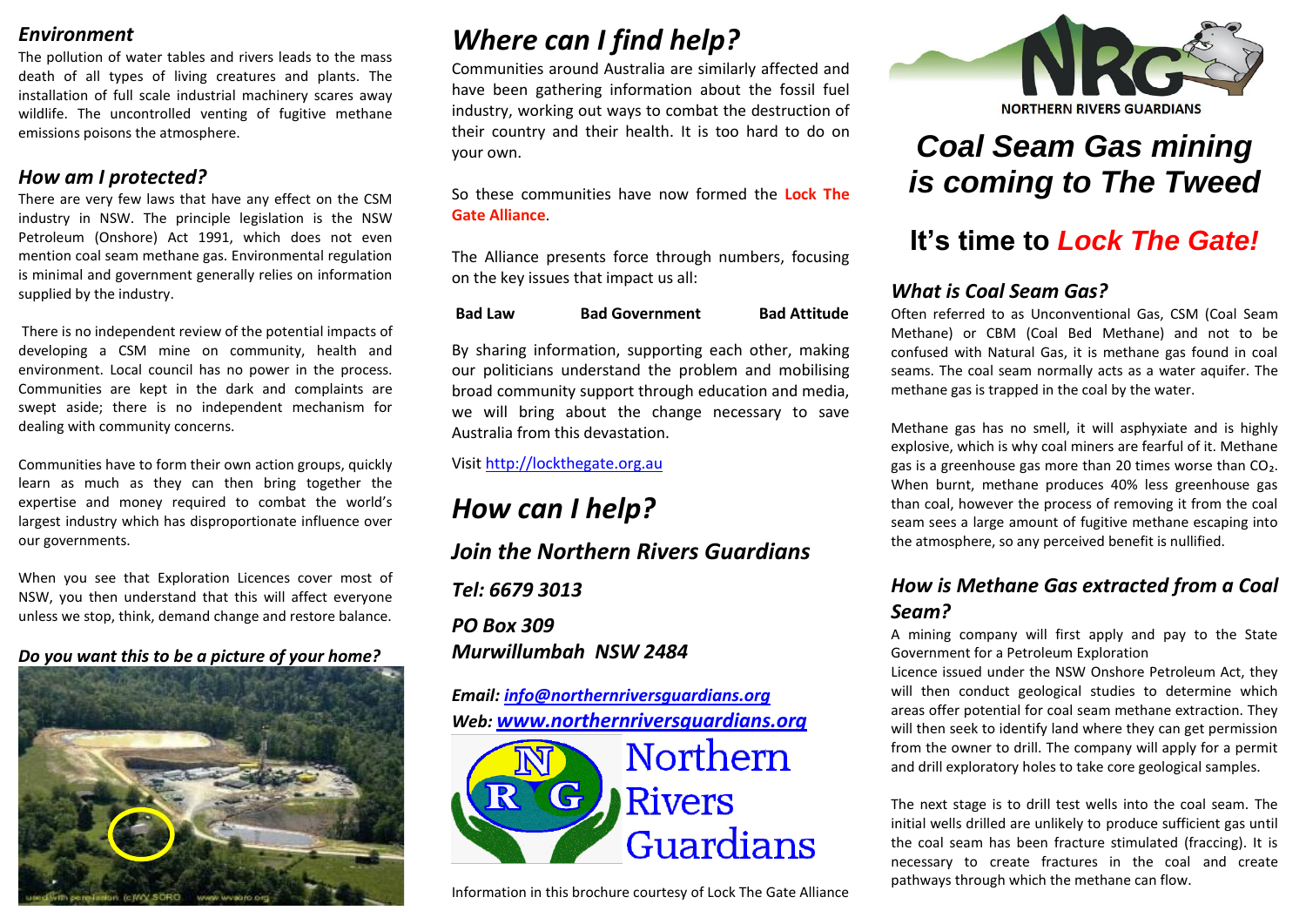### *Environment*

The pollution of water tables and rivers leads to the mass death of all types of living creatures and plants. The installation of full scale industrial machinery scares away wildlife. The uncontrolled venting of fugitive methane emissions poisons the atmosphere.

### *How am I protected?*

There are very few laws that have any effect on the CSM industry in NSW. The principle legislation is the NSW Petroleum (Onshore) Act 1991, which does not even mention coal seam methane gas. Environmental regulation is minimal and government generally relies on information supplied by the industry.

There is no independent review of the potential impacts of developing a CSM mine on community, health and environment. Local council has no power in the process. Communities are kept in the dark and complaints are swept aside; there is no independent mechanism for dealing with community concerns.

Communities have to form their own action groups, quickly learn as much as they can then bring together the expertise and money required to combat the world's largest industry which has disproportionate influence over our governments.

When you see that Exploration Licences cover most of NSW, you then understand that this will affect everyone unless we stop, think, demand change and restore balance.

***Do you want this to be a picture of your home?***

## *Where can I find help?*

Communities around Australia are similarly affected and have been gathering information about the fossil fuel industry, working out ways to combat the destruction of their country and their health. It is too hard to do on your own.

So these communities have now formed the **Lock The Gate Alliance**.

The Alliance presents force through numbers, focusing on the key issues that impact us all:

**Bad Law** **Bad Government** **Bad Attitude**

By sharing information, supporting each other, making our politicians understand the problem and mobilising broad community support through education and media, we will bring about the change necessary to save Australia from this devastation.

Visit http://lockthegate.org.au

## *How can I help?*

### *Join the Northern Rivers Guardians*

***Tel: 6679 3013***

***PO Box 309***
***Murwillumbah NSW 2484***

***Email: info@northernriversguardians.org***
***Web: www.northernriversguardians.org***

Northern Rivers Guardians

Information in this brochure courtesy of Lock The Gate Alliance

NORTHERN RIVERS GUARDIANS

# *Coal Seam Gas mining is coming to The Tweed*

## It's time to *Lock The Gate!*

### *What is Coal Seam Gas?*

Often referred to as Unconventional Gas, CSM (Coal Seam Methane) or CBM (Coal Bed Methane) and not to be confused with Natural Gas, it is methane gas found in coal seams. The coal seam normally acts as a water aquifer. The methane gas is trapped in the coal by the water.

Methane gas has no smell, it will asphyxiate and is highly explosive, which is why coal miners are fearful of it. Methane gas is a greenhouse gas more than 20 times worse than $CO_2$. When burnt, methane produces 40% less greenhouse gas than coal, however the process of removing it from the coal seam sees a large amount of fugitive methane escaping into the atmosphere, so any perceived benefit is nullified.

### *How is Methane Gas extracted from a Coal Seam?*

A mining company will first apply and pay to the State Government for a Petroleum Exploration
Licence issued under the NSW Onshore Petroleum Act, they will then conduct geological studies to determine which areas offer potential for coal seam methane extraction. They will then seek to identify land where they can get permission from the owner to drill. The company will apply for a permit and drill exploratory holes to take core geological samples.

The next stage is to drill test wells into the coal seam. The initial wells drilled are unlikely to produce sufficient gas until the coal seam has been fracture stimulated (fraccing). It is necessary to create fractures in the coal and create pathways through which the methane can flow.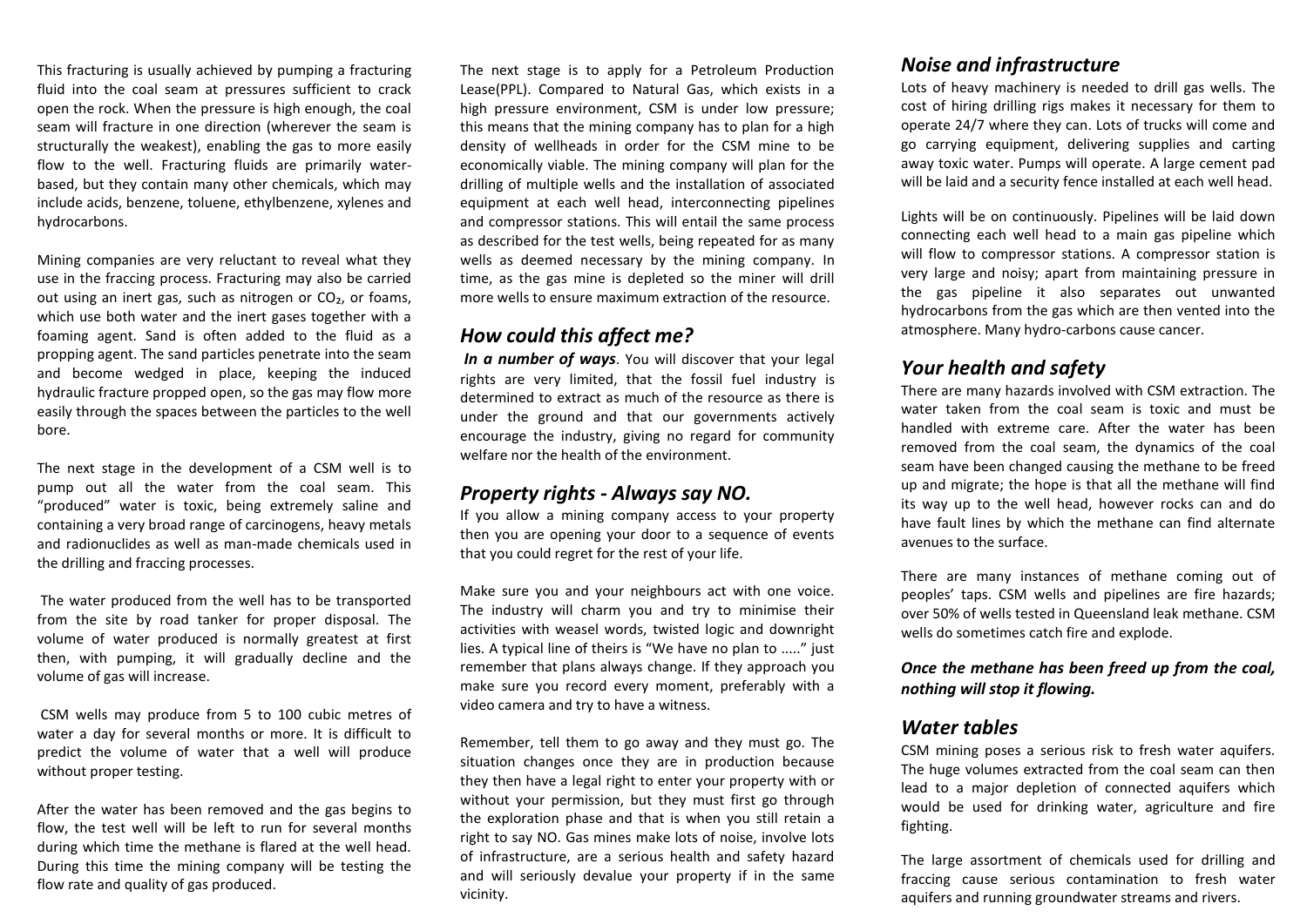This fracturing is usually achieved by pumping a fracturing fluid into the coal seam at pressures sufficient to crack open the rock. When the pressure is high enough, the coal seam will fracture in one direction (wherever the seam is structurally the weakest), enabling the gas to more easily flow to the well. Fracturing fluids are primarily water-based, but they contain many other chemicals, which may include acids, benzene, toluene, ethylbenzene, xylenes and hydrocarbons.

Mining companies are very reluctant to reveal what they use in the fraccing process. Fracturing may also be carried out using an inert gas, such as nitrogen or $CO_2$, or foams, which use both water and the inert gases together with a foaming agent. Sand is often added to the fluid as a propping agent. The sand particles penetrate into the seam and become wedged in place, keeping the induced hydraulic fracture propped open, so the gas may flow more easily through the spaces between the particles to the well bore.

The next stage in the development of a CSM well is to pump out all the water from the coal seam. This "produced" water is toxic, being extremely saline and containing a very broad range of carcinogens, heavy metals and radionuclides as well as man-made chemicals used in the drilling and fraccing processes.

The water produced from the well has to be transported from the site by road tanker for proper disposal. The volume of water produced is normally greatest at first then, with pumping, it will gradually decline and the volume of gas will increase.

CSM wells may produce from 5 to 100 cubic metres of water a day for several months or more. It is difficult to predict the volume of water that a well will produce without proper testing.

After the water has been removed and the gas begins to flow, the test well will be left to run for several months during which time the methane is flared at the well head. During this time the mining company will be testing the flow rate and quality of gas produced.

The next stage is to apply for a Petroleum Production Lease(PPL). Compared to Natural Gas, which exists in a high pressure environment, CSM is under low pressure; this means that the mining company has to plan for a high density of wellheads in order for the CSM mine to be economically viable. The mining company will plan for the drilling of multiple wells and the installation of associated equipment at each well head, interconnecting pipelines and compressor stations. This will entail the same process as described for the test wells, being repeated for as many wells as deemed necessary by the mining company. In time, as the gas mine is depleted so the miner will drill more wells to ensure maximum extraction of the resource.

## *How could this affect me?*

***In a number of ways***. You will discover that your legal rights are very limited, that the fossil fuel industry is determined to extract as much of the resource as there is under the ground and that our governments actively encourage the industry, giving no regard for community welfare nor the health of the environment.

## *Property rights - Always say NO.*

If you allow a mining company access to your property then you are opening your door to a sequence of events that you could regret for the rest of your life.

Make sure you and your neighbours act with one voice. The industry will charm you and try to minimise their activities with weasel words, twisted logic and downright lies. A typical line of theirs is "We have no plan to ....." just remember that plans always change. If they approach you make sure you record every moment, preferably with a video camera and try to have a witness.

Remember, tell them to go away and they must go. The situation changes once they are in production because they then have a legal right to enter your property with or without your permission, but they must first go through the exploration phase and that is when you still retain a right to say NO. Gas mines make lots of noise, involve lots of infrastructure, are a serious health and safety hazard and will seriously devalue your property if in the same vicinity.

## *Noise and infrastructure*

Lots of heavy machinery is needed to drill gas wells. The cost of hiring drilling rigs makes it necessary for them to operate 24/7 where they can. Lots of trucks will come and go carrying equipment, delivering supplies and carting away toxic water. Pumps will operate. A large cement pad will be laid and a security fence installed at each well head.

Lights will be on continuously. Pipelines will be laid down connecting each well head to a main gas pipeline which will flow to compressor stations. A compressor station is very large and noisy; apart from maintaining pressure in the gas pipeline it also separates out unwanted hydrocarbons from the gas which are then vented into the atmosphere. Many hydro-carbons cause cancer.

## *Your health and safety*

There are many hazards involved with CSM extraction. The water taken from the coal seam is toxic and must be handled with extreme care. After the water has been removed from the coal seam, the dynamics of the coal seam have been changed causing the methane to be freed up and migrate; the hope is that all the methane will find its way up to the well head, however rocks can and do have fault lines by which the methane can find alternate avenues to the surface.

There are many instances of methane coming out of peoples' taps. CSM wells and pipelines are fire hazards; over 50% of wells tested in Queensland leak methane. CSM wells do sometimes catch fire and explode.

***Once the methane has been freed up from the coal, nothing will stop it flowing.***

## *Water tables*

CSM mining poses a serious risk to fresh water aquifers. The huge volumes extracted from the coal seam can then lead to a major depletion of connected aquifers which would be used for drinking water, agriculture and fire fighting.

The large assortment of chemicals used for drilling and fraccing cause serious contamination to fresh water aquifers and running groundwater streams and rivers.